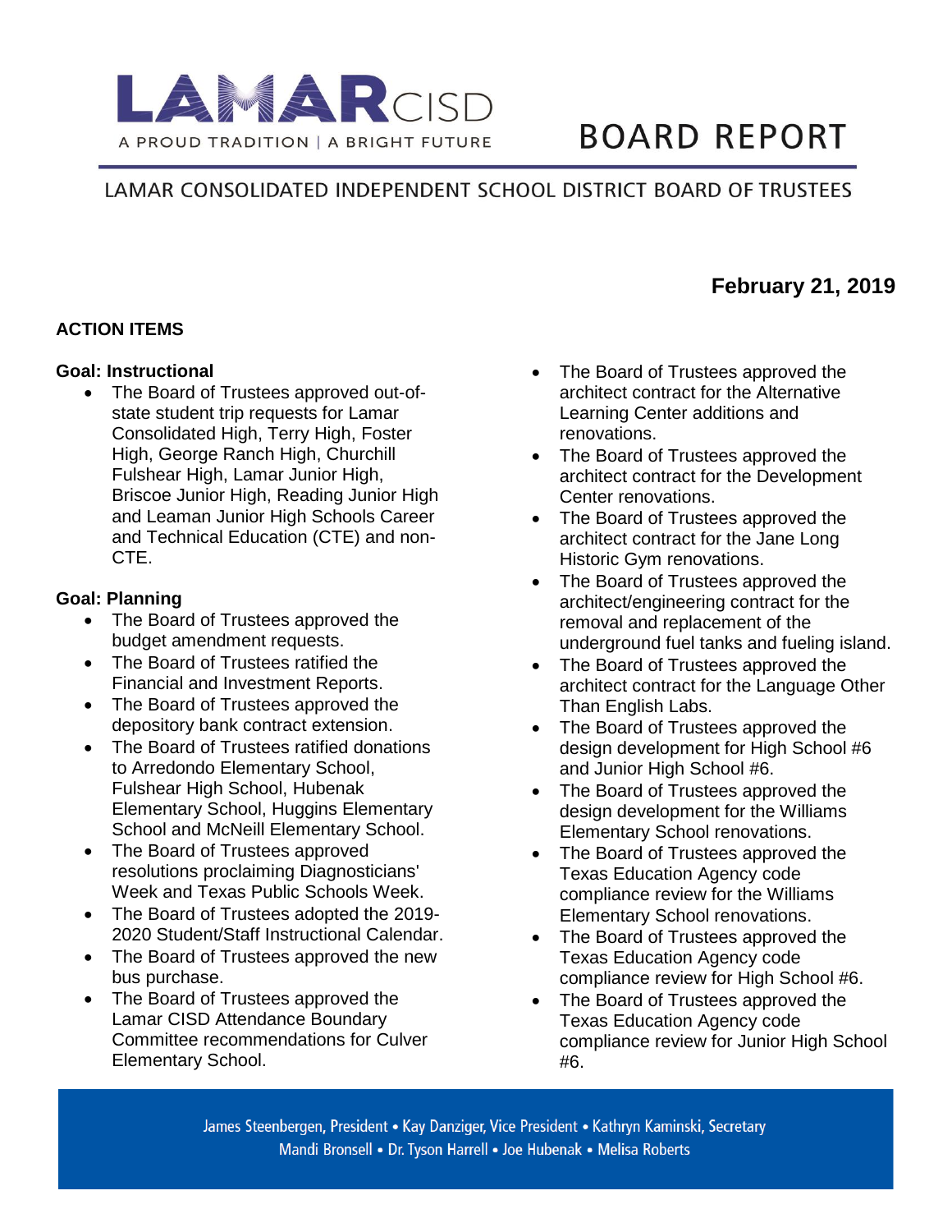LAMAR CISD

A PROUD TRADITION | A BRIGHT FUTURE

# BOARD REPORT

LAMAR CONSOLIDATED INDEPENDENT SCHOOL DISTRICT BOARD OF TRUSTEES

**February 21, 2019**

## ACTION ITEMS

### Goal: Instructional

- The Board of Trustees approved out-of-state student trip requests for Lamar Consolidated High, Terry High, Foster High, George Ranch High, Churchill Fulshear High, Lamar Junior High, Briscoe Junior High, Reading Junior High and Leaman Junior High Schools Career and Technical Education (CTE) and non-CTE.

### Goal: Planning

- The Board of Trustees approved the budget amendment requests.
- The Board of Trustees ratified the Financial and Investment Reports.
- The Board of Trustees approved the depository bank contract extension.
- The Board of Trustees ratified donations to Arredondo Elementary School, Fulshear High School, Hubenak Elementary School, Huggins Elementary School and McNeill Elementary School.
- The Board of Trustees approved resolutions proclaiming Diagnosticians' Week and Texas Public Schools Week.
- The Board of Trustees adopted the 2019-2020 Student/Staff Instructional Calendar.
- The Board of Trustees approved the new bus purchase.
- The Board of Trustees approved the Lamar CISD Attendance Boundary Committee recommendations for Culver Elementary School.
- The Board of Trustees approved the architect contract for the Alternative Learning Center additions and renovations.
- The Board of Trustees approved the architect contract for the Development Center renovations.
- The Board of Trustees approved the architect contract for the Jane Long Historic Gym renovations.
- The Board of Trustees approved the architect/engineering contract for the removal and replacement of the underground fuel tanks and fueling island.
- The Board of Trustees approved the architect contract for the Language Other Than English Labs.
- The Board of Trustees approved the design development for High School #6 and Junior High School #6.
- The Board of Trustees approved the design development for the Williams Elementary School renovations.
- The Board of Trustees approved the Texas Education Agency code compliance review for the Williams Elementary School renovations.
- The Board of Trustees approved the Texas Education Agency code compliance review for High School #6.
- The Board of Trustees approved the Texas Education Agency code compliance review for Junior High School #6.

James Steenbergen, President • Kay Danziger, Vice President • Kathryn Kaminski, Secretary
Mandi Bronsell • Dr. Tyson Harrell • Joe Hubenak • Melisa Roberts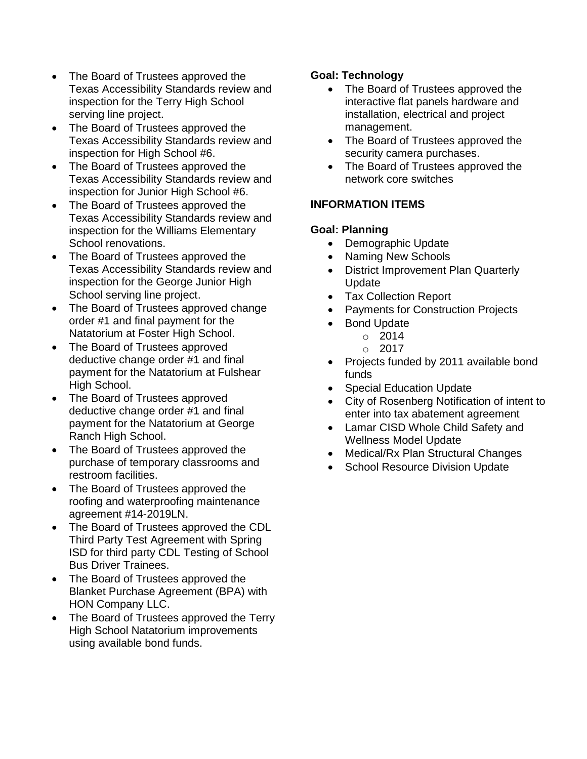- The Board of Trustees approved the Texas Accessibility Standards review and inspection for the Terry High School serving line project.
- The Board of Trustees approved the Texas Accessibility Standards review and inspection for High School #6.
- The Board of Trustees approved the Texas Accessibility Standards review and inspection for Junior High School #6.
- The Board of Trustees approved the Texas Accessibility Standards review and inspection for the Williams Elementary School renovations.
- The Board of Trustees approved the Texas Accessibility Standards review and inspection for the George Junior High School serving line project.
- The Board of Trustees approved change order #1 and final payment for the Natatorium at Foster High School.
- The Board of Trustees approved deductive change order #1 and final payment for the Natatorium at Fulshear High School.
- The Board of Trustees approved deductive change order #1 and final payment for the Natatorium at George Ranch High School.
- The Board of Trustees approved the purchase of temporary classrooms and restroom facilities.
- The Board of Trustees approved the roofing and waterproofing maintenance agreement #14-2019LN.
- The Board of Trustees approved the CDL Third Party Test Agreement with Spring ISD for third party CDL Testing of School Bus Driver Trainees.
- The Board of Trustees approved the Blanket Purchase Agreement (BPA) with HON Company LLC.
- The Board of Trustees approved the Terry High School Natatorium improvements using available bond funds.

**Goal: Technology**

- The Board of Trustees approved the interactive flat panels hardware and installation, electrical and project management.
- The Board of Trustees approved the security camera purchases.
- The Board of Trustees approved the network core switches

**INFORMATION ITEMS**

**Goal: Planning**

- Demographic Update
- Naming New Schools
- District Improvement Plan Quarterly Update
- Tax Collection Report
- Payments for Construction Projects
- Bond Update
  - 2014
  - 2017
- Projects funded by 2011 available bond funds
- Special Education Update
- City of Rosenberg Notification of intent to enter into tax abatement agreement
- Lamar CISD Whole Child Safety and Wellness Model Update
- Medical/Rx Plan Structural Changes
- School Resource Division Update